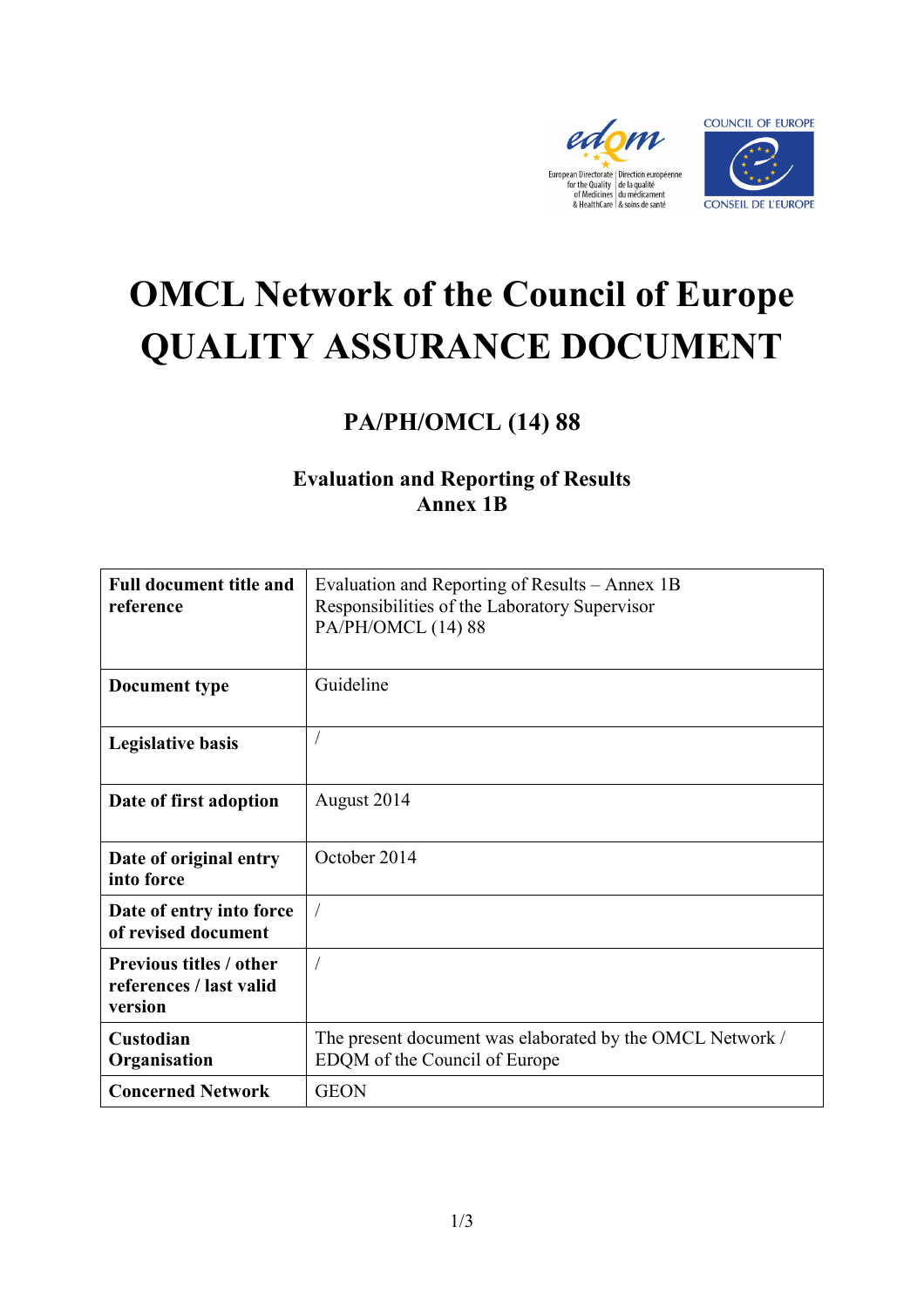# OMCL Network of the Council of Europe
# QUALITY ASSURANCE DOCUMENT

## PA/PH/OMCL (14) 88

### Evaluation and Reporting of Results
### Annex 1B

| **Full document title and reference** | Evaluation and Reporting of Results – Annex 1B<br>Responsibilities of the Laboratory Supervisor<br>PA/PH/OMCL (14) 88 |
|---|---|
| **Document type** | Guideline |
| **Legislative basis** | / |
| **Date of first adoption** | August 2014 |
| **Date of original entry into force** | October 2014 |
| **Date of entry into force of revised document** | / |
| **Previous titles / other references / last valid version** | / |
| **Custodian Organisation** | The present document was elaborated by the OMCL Network / EDQM of the Council of Europe |
| **Concerned Network** | GEON |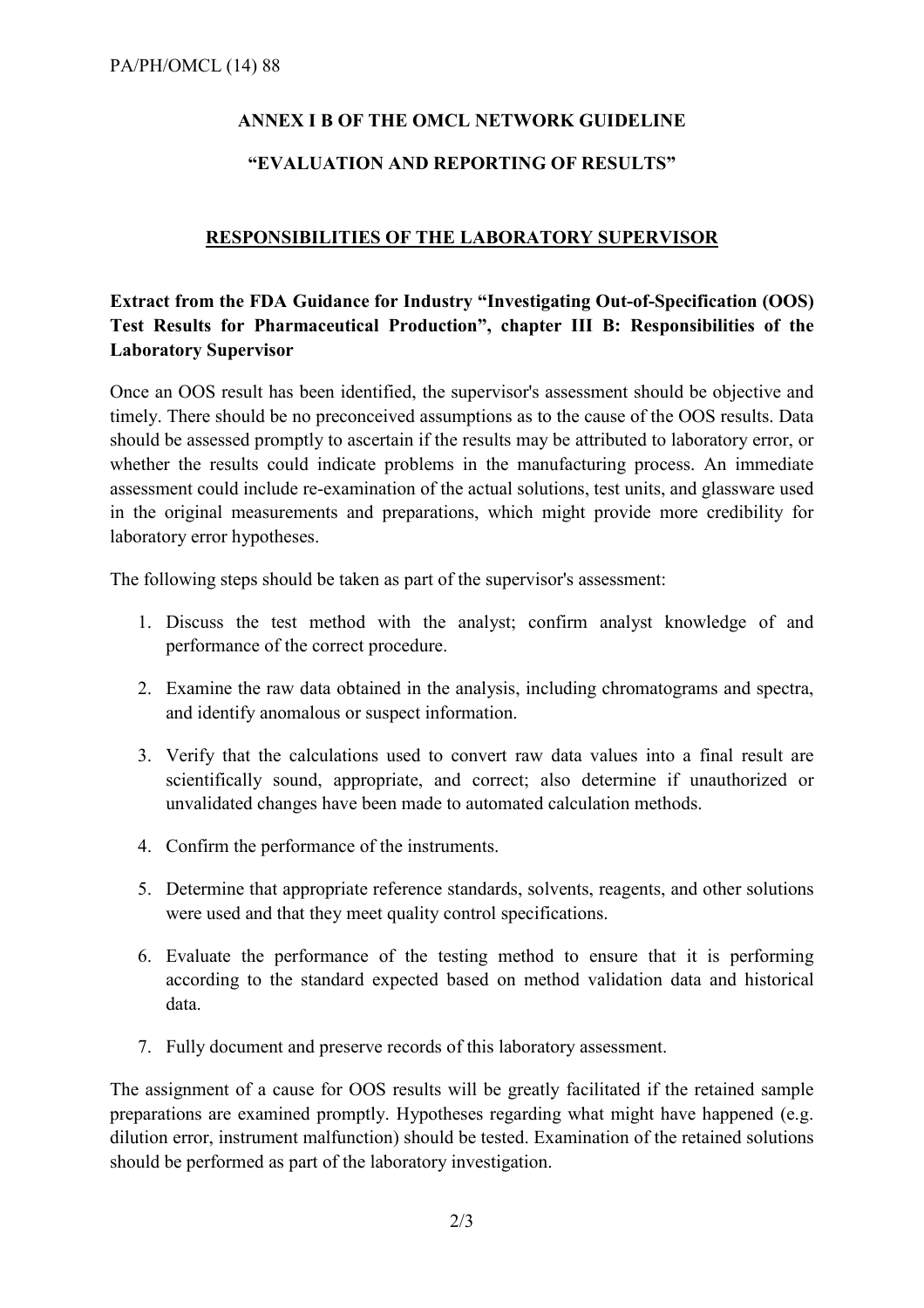**ANNEX I B OF THE OMCL NETWORK GUIDELINE**

**"EVALUATION AND REPORTING OF RESULTS"**

## RESPONSIBILITIES OF THE LABORATORY SUPERVISOR

**Extract from the FDA Guidance for Industry "Investigating Out-of-Specification (OOS) Test Results for Pharmaceutical Production", chapter III B: Responsibilities of the Laboratory Supervisor**

Once an OOS result has been identified, the supervisor's assessment should be objective and timely. There should be no preconceived assumptions as to the cause of the OOS results. Data should be assessed promptly to ascertain if the results may be attributed to laboratory error, or whether the results could indicate problems in the manufacturing process. An immediate assessment could include re-examination of the actual solutions, test units, and glassware used in the original measurements and preparations, which might provide more credibility for laboratory error hypotheses.

The following steps should be taken as part of the supervisor's assessment:

1. Discuss the test method with the analyst; confirm analyst knowledge of and performance of the correct procedure.
2. Examine the raw data obtained in the analysis, including chromatograms and spectra, and identify anomalous or suspect information.
3. Verify that the calculations used to convert raw data values into a final result are scientifically sound, appropriate, and correct; also determine if unauthorized or unvalidated changes have been made to automated calculation methods.
4. Confirm the performance of the instruments.
5. Determine that appropriate reference standards, solvents, reagents, and other solutions were used and that they meet quality control specifications.
6. Evaluate the performance of the testing method to ensure that it is performing according to the standard expected based on method validation data and historical data.
7. Fully document and preserve records of this laboratory assessment.

The assignment of a cause for OOS results will be greatly facilitated if the retained sample preparations are examined promptly. Hypotheses regarding what might have happened (e.g. dilution error, instrument malfunction) should be tested. Examination of the retained solutions should be performed as part of the laboratory investigation.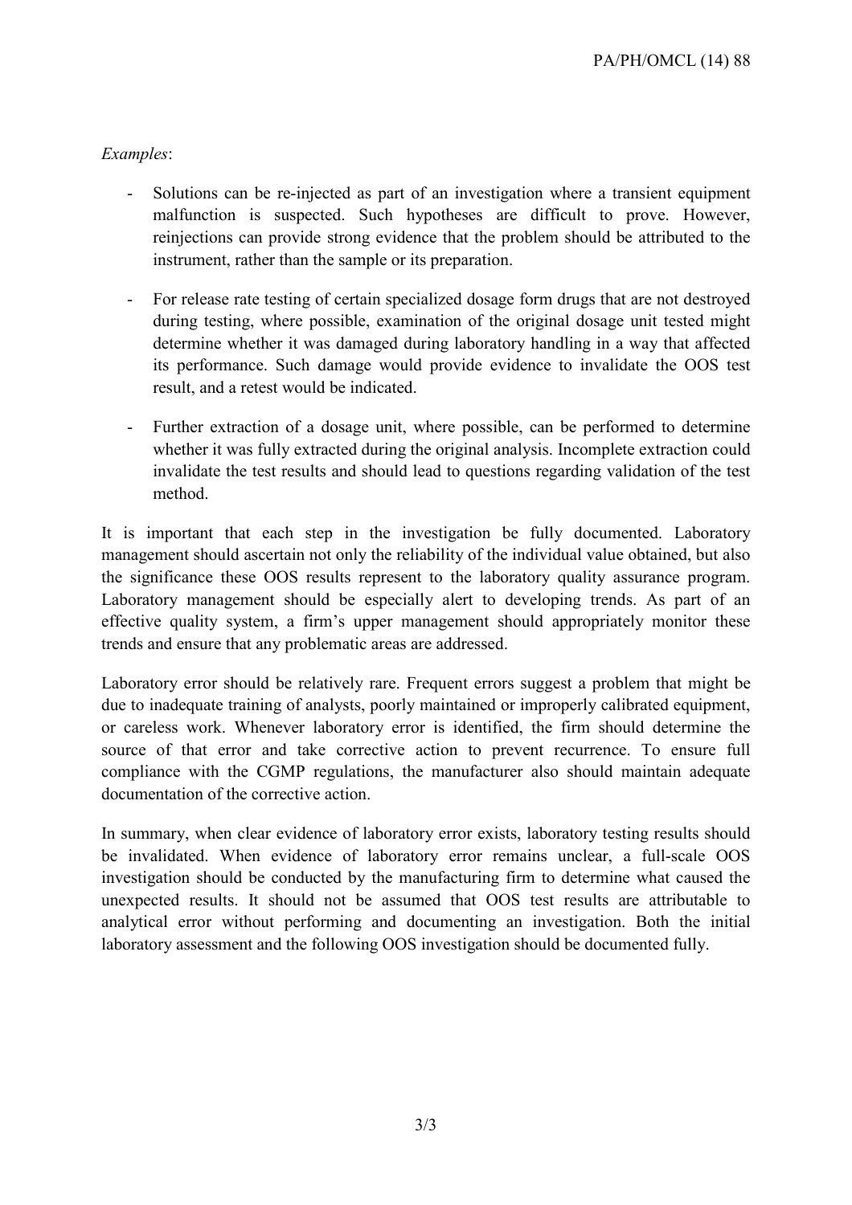*Examples*:

- Solutions can be re-injected as part of an investigation where a transient equipment malfunction is suspected. Such hypotheses are difficult to prove. However, reinjections can provide strong evidence that the problem should be attributed to the instrument, rather than the sample or its preparation.
- For release rate testing of certain specialized dosage form drugs that are not destroyed during testing, where possible, examination of the original dosage unit tested might determine whether it was damaged during laboratory handling in a way that affected its performance. Such damage would provide evidence to invalidate the OOS test result, and a retest would be indicated.
- Further extraction of a dosage unit, where possible, can be performed to determine whether it was fully extracted during the original analysis. Incomplete extraction could invalidate the test results and should lead to questions regarding validation of the test method.

It is important that each step in the investigation be fully documented. Laboratory management should ascertain not only the reliability of the individual value obtained, but also the significance these OOS results represent to the laboratory quality assurance program. Laboratory management should be especially alert to developing trends. As part of an effective quality system, a firm's upper management should appropriately monitor these trends and ensure that any problematic areas are addressed.

Laboratory error should be relatively rare. Frequent errors suggest a problem that might be due to inadequate training of analysts, poorly maintained or improperly calibrated equipment, or careless work. Whenever laboratory error is identified, the firm should determine the source of that error and take corrective action to prevent recurrence. To ensure full compliance with the CGMP regulations, the manufacturer also should maintain adequate documentation of the corrective action.

In summary, when clear evidence of laboratory error exists, laboratory testing results should be invalidated. When evidence of laboratory error remains unclear, a full-scale OOS investigation should be conducted by the manufacturing firm to determine what caused the unexpected results. It should not be assumed that OOS test results are attributable to analytical error without performing and documenting an investigation. Both the initial laboratory assessment and the following OOS investigation should be documented fully.